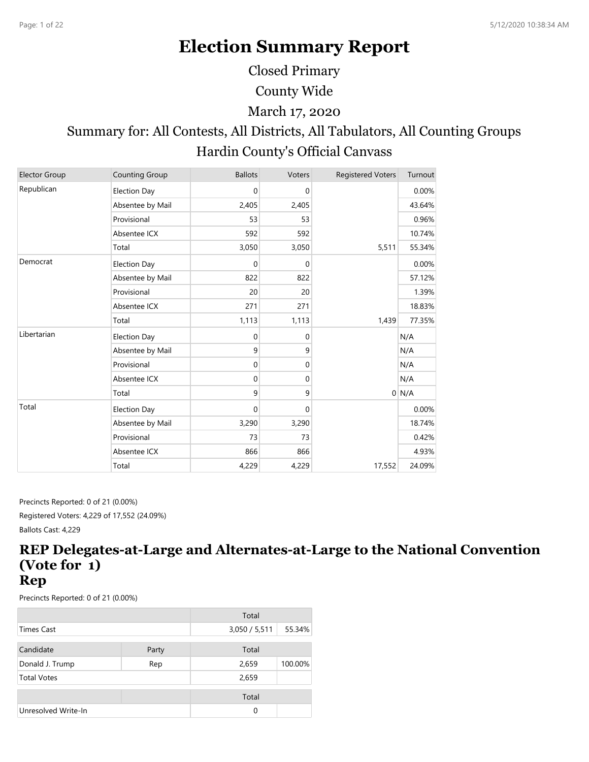# Election Summary Report

## Closed Primary

## County Wide

## March 17, 2020

## Summary for: All Contests, All Districts, All Tabulators, All Counting Groups

## Hardin County's Official Canvass

| Elector Group | Counting Group | Ballots | Voters | Registered Voters | Turnout |
|---|---|---|---|---|---|
| Republican | Election Day | 0 | 0 | | 0.00% |
| | Absentee by Mail | 2,405 | 2,405 | | 43.64% |
| | Provisional | 53 | 53 | | 0.96% |
| | Absentee ICX | 592 | 592 | | 10.74% |
| | Total | 3,050 | 3,050 | 5,511 | 55.34% |
| Democrat | Election Day | 0 | 0 | | 0.00% |
| | Absentee by Mail | 822 | 822 | | 57.12% |
| | Provisional | 20 | 20 | | 1.39% |
| | Absentee ICX | 271 | 271 | | 18.83% |
| | Total | 1,113 | 1,113 | 1,439 | 77.35% |
| Libertarian | Election Day | 0 | 0 | | N/A |
| | Absentee by Mail | 9 | 9 | | N/A |
| | Provisional | 0 | 0 | | N/A |
| | Absentee ICX | 0 | 0 | | N/A |
| | Total | 9 | 9 | 0 | N/A |
| Total | Election Day | 0 | 0 | | 0.00% |
| | Absentee by Mail | 3,290 | 3,290 | | 18.74% |
| | Provisional | 73 | 73 | | 0.42% |
| | Absentee ICX | 866 | 866 | | 4.93% |
| | Total | 4,229 | 4,229 | 17,552 | 24.09% |

Precincts Reported: 0 of 21 (0.00%)

Registered Voters: 4,229 of 17,552 (24.09%)

Ballots Cast: 4,229

## REP Delegates-at-Large and Alternates-at-Large to the National Convention (Vote for 1)
## Rep

Precincts Reported: 0 of 21 (0.00%)

| | | Total | |
|---|---|---|---|
| Times Cast | | 3,050 / 5,511 | 55.34% |

| Candidate | Party | Total | |
|---|---|---|---|
| Donald J. Trump | Rep | 2,659 | 100.00% |
| Total Votes | | 2,659 | |

| | | Total |
|---|---|---|
| Unresolved Write-In | | 0 |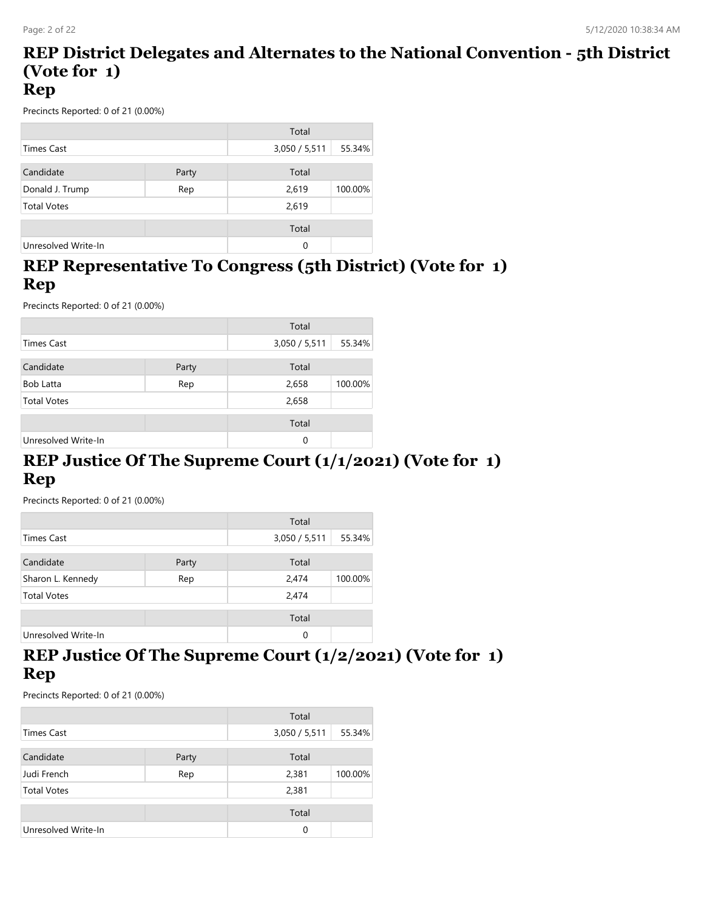## REP District Delegates and Alternates to the National Convention - 5th District (Vote for 1)
## Rep

Precincts Reported: 0 of 21 (0.00%)

| | | Total | |
|---|---|---|---|
| Times Cast | | 3,050 / 5,511 | 55.34% |

| Candidate | Party | Total | |
|---|---|---|---|
| Donald J. Trump | Rep | 2,619 | 100.00% |
| Total Votes | | 2,619 | |

| | | Total | |
|---|---|---|---|
| Unresolved Write-In | | 0 | |

## REP Representative To Congress (5th District) (Vote for 1)
## Rep

Precincts Reported: 0 of 21 (0.00%)

| | | Total | |
|---|---|---|---|
| Times Cast | | 3,050 / 5,511 | 55.34% |

| Candidate | Party | Total | |
|---|---|---|---|
| Bob Latta | Rep | 2,658 | 100.00% |
| Total Votes | | 2,658 | |

| | | Total | |
|---|---|---|---|
| Unresolved Write-In | | 0 | |

## REP Justice Of The Supreme Court (1/1/2021) (Vote for 1)
## Rep

Precincts Reported: 0 of 21 (0.00%)

| | | Total | |
|---|---|---|---|
| Times Cast | | 3,050 / 5,511 | 55.34% |

| Candidate | Party | Total | |
|---|---|---|---|
| Sharon L. Kennedy | Rep | 2,474 | 100.00% |
| Total Votes | | 2,474 | |

| | | Total | |
|---|---|---|---|
| Unresolved Write-In | | 0 | |

## REP Justice Of The Supreme Court (1/2/2021) (Vote for 1)
## Rep

Precincts Reported: 0 of 21 (0.00%)

| | | Total | |
|---|---|---|---|
| Times Cast | | 3,050 / 5,511 | 55.34% |

| Candidate | Party | Total | |
|---|---|---|---|
| Judi French | Rep | 2,381 | 100.00% |
| Total Votes | | 2,381 | |

| | | Total | |
|---|---|---|---|
| Unresolved Write-In | | 0 | |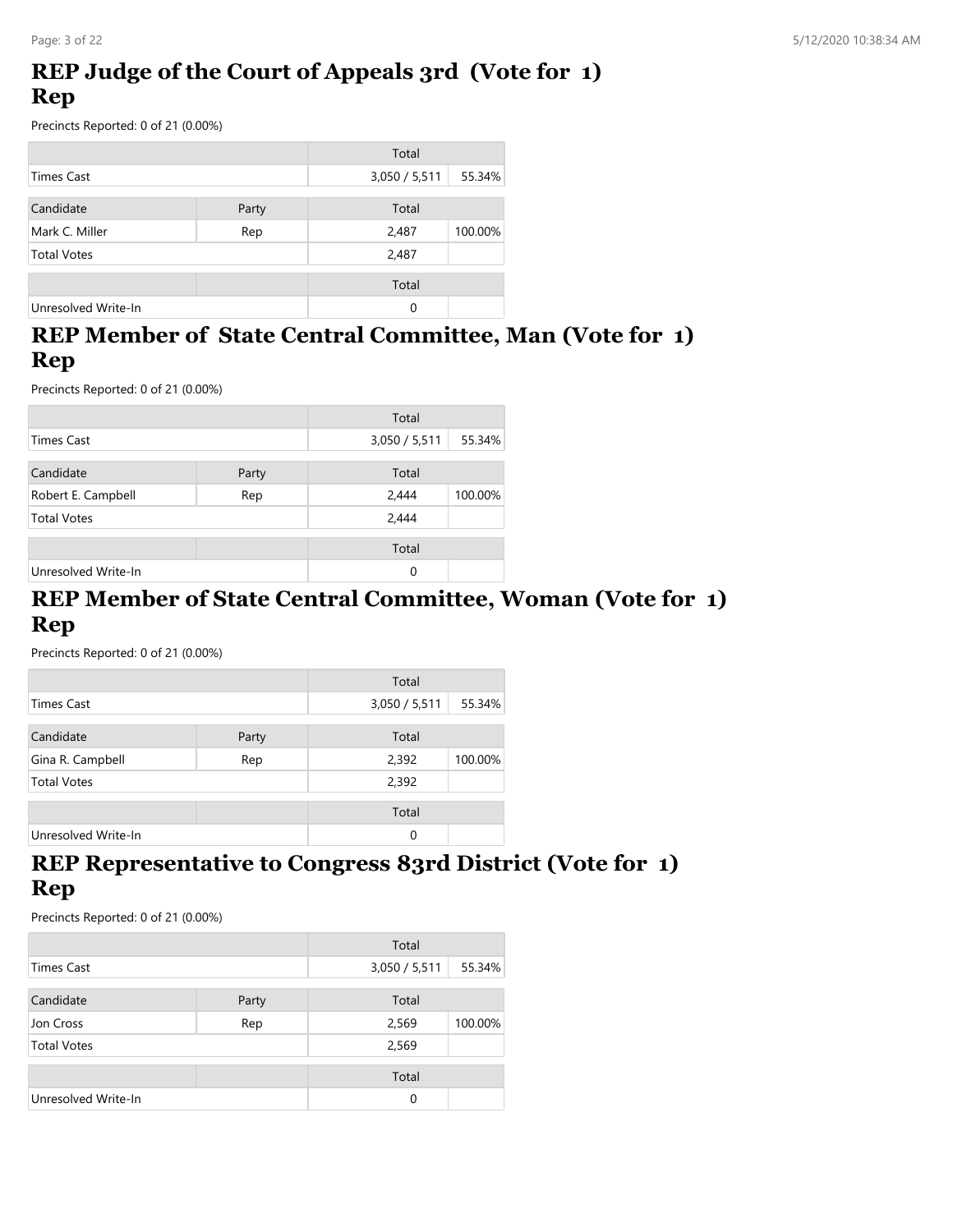## REP Judge of the Court of Appeals 3rd (Vote for 1) Rep

Precincts Reported: 0 of 21 (0.00%)

| | | Total | |
|---|---|---|---|
| Times Cast | | 3,050 / 5,511 | 55.34% |

| Candidate | Party | Total | |
|---|---|---|---|
| Mark C. Miller | Rep | 2,487 | 100.00% |
| Total Votes | | 2,487 | |

| | | Total | |
|---|---|---|---|
| Unresolved Write-In | | 0 | |

## REP Member of State Central Committee, Man (Vote for 1) Rep

Precincts Reported: 0 of 21 (0.00%)

| | | Total | |
|---|---|---|---|
| Times Cast | | 3,050 / 5,511 | 55.34% |

| Candidate | Party | Total | |
|---|---|---|---|
| Robert E. Campbell | Rep | 2,444 | 100.00% |
| Total Votes | | 2,444 | |

| | | Total | |
|---|---|---|---|
| Unresolved Write-In | | 0 | |

## REP Member of State Central Committee, Woman (Vote for 1) Rep

Precincts Reported: 0 of 21 (0.00%)

| | | Total | |
|---|---|---|---|
| Times Cast | | 3,050 / 5,511 | 55.34% |

| Candidate | Party | Total | |
|---|---|---|---|
| Gina R. Campbell | Rep | 2,392 | 100.00% |
| Total Votes | | 2,392 | |

| | | Total | |
|---|---|---|---|
| Unresolved Write-In | | 0 | |

## REP Representative to Congress 83rd District (Vote for 1) Rep

Precincts Reported: 0 of 21 (0.00%)

| | | Total | |
|---|---|---|---|
| Times Cast | | 3,050 / 5,511 | 55.34% |

| Candidate | Party | Total | |
|---|---|---|---|
| Jon Cross | Rep | 2,569 | 100.00% |
| Total Votes | | 2,569 | |

| | | Total | |
|---|---|---|---|
| Unresolved Write-In | | 0 | |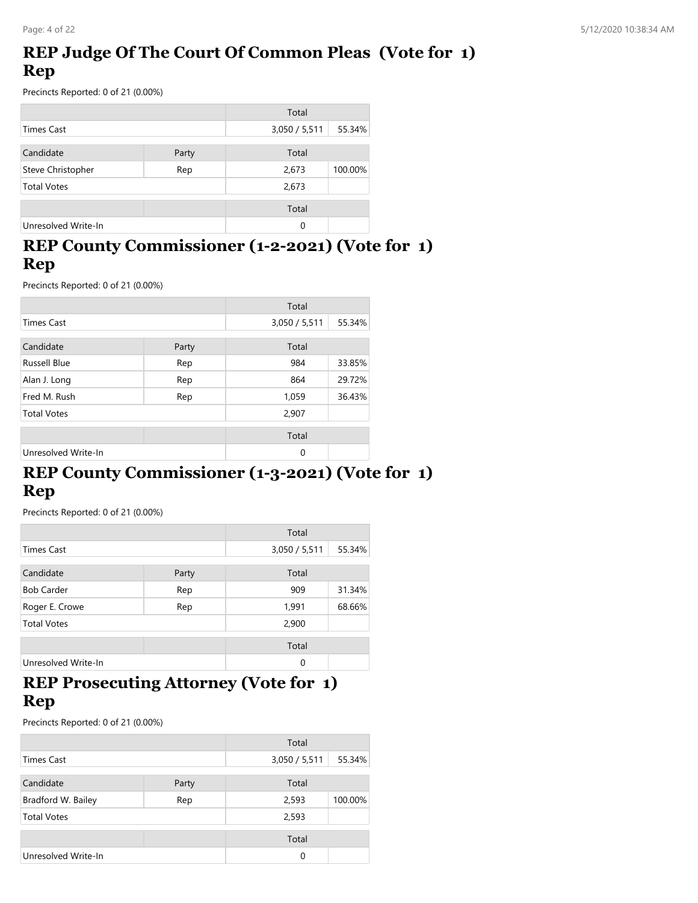## REP Judge Of The Court Of Common Pleas (Vote for 1) Rep

Precincts Reported: 0 of 21 (0.00%)

| | | Total | |
|---|---|---|---|
| Times Cast | | 3,050 / 5,511 | 55.34% |

| Candidate | Party | Total | |
|---|---|---|---|
| Steve Christopher | Rep | 2,673 | 100.00% |
| Total Votes | | 2,673 | |

| | | Total | |
|---|---|---|---|
| Unresolved Write-In | | 0 | |

## REP County Commissioner (1-2-2021) (Vote for 1) Rep

Precincts Reported: 0 of 21 (0.00%)

| | | Total | |
|---|---|---|---|
| Times Cast | | 3,050 / 5,511 | 55.34% |

| Candidate | Party | Total | |
|---|---|---|---|
| Russell Blue | Rep | 984 | 33.85% |
| Alan J. Long | Rep | 864 | 29.72% |
| Fred M. Rush | Rep | 1,059 | 36.43% |
| Total Votes | | 2,907 | |

| | | Total | |
|---|---|---|---|
| Unresolved Write-In | | 0 | |

## REP County Commissioner (1-3-2021) (Vote for 1) Rep

Precincts Reported: 0 of 21 (0.00%)

| | | Total | |
|---|---|---|---|
| Times Cast | | 3,050 / 5,511 | 55.34% |

| Candidate | Party | Total | |
|---|---|---|---|
| Bob Carder | Rep | 909 | 31.34% |
| Roger E. Crowe | Rep | 1,991 | 68.66% |
| Total Votes | | 2,900 | |

| | | Total | |
|---|---|---|---|
| Unresolved Write-In | | 0 | |

## REP Prosecuting Attorney (Vote for 1) Rep

Precincts Reported: 0 of 21 (0.00%)

| | | Total | |
|---|---|---|---|
| Times Cast | | 3,050 / 5,511 | 55.34% |

| Candidate | Party | Total | |
|---|---|---|---|
| Bradford W. Bailey | Rep | 2,593 | 100.00% |
| Total Votes | | 2,593 | |

| | | Total | |
|---|---|---|---|
| Unresolved Write-In | | 0 | |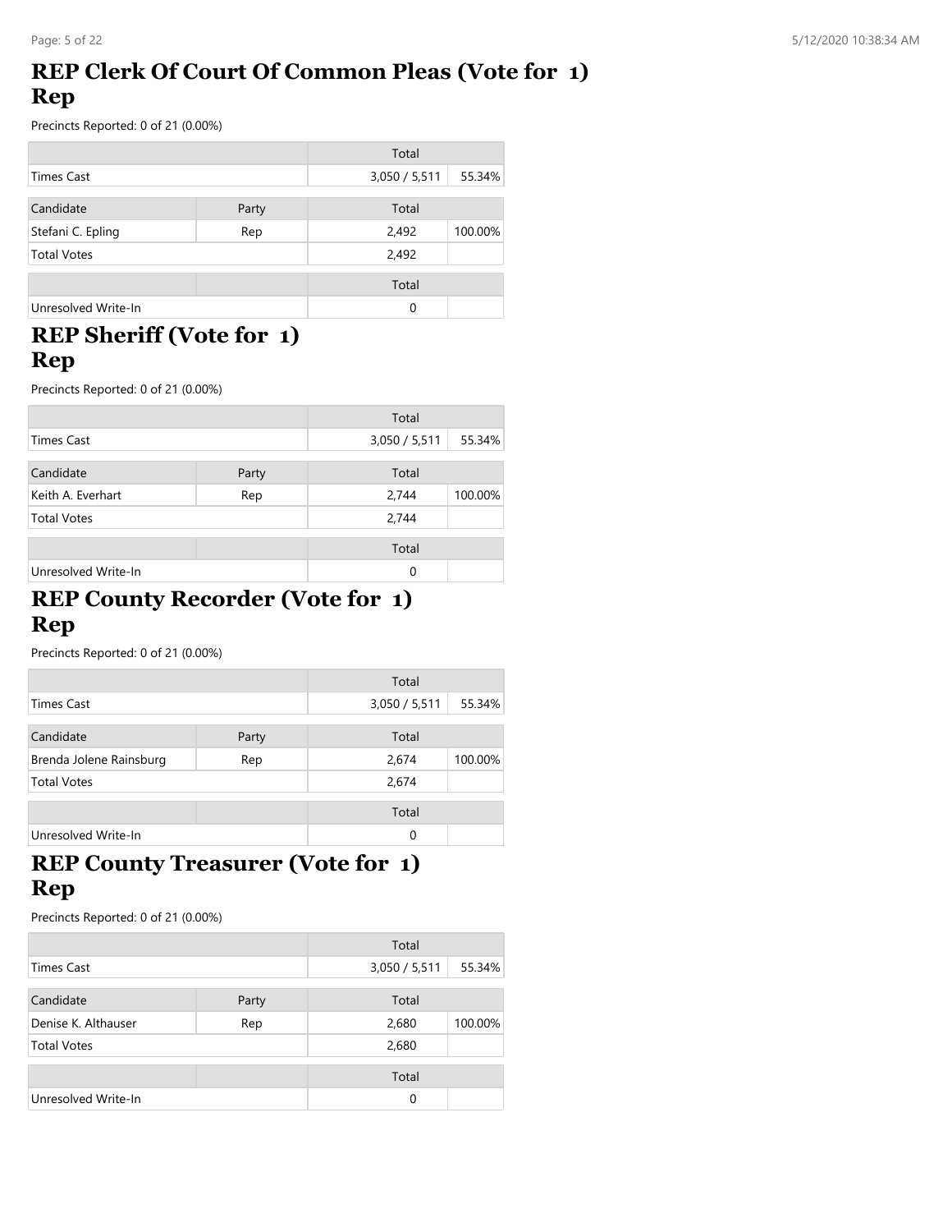## REP Clerk Of Court Of Common Pleas (Vote for 1) Rep

Precincts Reported: 0 of 21 (0.00%)

| | | Total | |
|---|---|---|---|
| Times Cast | | 3,050 / 5,511 | 55.34% |

| Candidate | Party | Total | |
|---|---|---|---|
| Stefani C. Epling | Rep | 2,492 | 100.00% |
| Total Votes | | 2,492 | |

| | | Total | |
|---|---|---|---|
| Unresolved Write-In | | 0 | |

## REP Sheriff (Vote for 1) Rep

Precincts Reported: 0 of 21 (0.00%)

| | | Total | |
|---|---|---|---|
| Times Cast | | 3,050 / 5,511 | 55.34% |

| Candidate | Party | Total | |
|---|---|---|---|
| Keith A. Everhart | Rep | 2,744 | 100.00% |
| Total Votes | | 2,744 | |

| | | Total | |
|---|---|---|---|
| Unresolved Write-In | | 0 | |

## REP County Recorder (Vote for 1) Rep

Precincts Reported: 0 of 21 (0.00%)

| | | Total | |
|---|---|---|---|
| Times Cast | | 3,050 / 5,511 | 55.34% |

| Candidate | Party | Total | |
|---|---|---|---|
| Brenda Jolene Rainsburg | Rep | 2,674 | 100.00% |
| Total Votes | | 2,674 | |

| | | Total | |
|---|---|---|---|
| Unresolved Write-In | | 0 | |

## REP County Treasurer (Vote for 1) Rep

Precincts Reported: 0 of 21 (0.00%)

| | | Total | |
|---|---|---|---|
| Times Cast | | 3,050 / 5,511 | 55.34% |

| Candidate | Party | Total | |
|---|---|---|---|
| Denise K. Althauser | Rep | 2,680 | 100.00% |
| Total Votes | | 2,680 | |

| | | Total | |
|---|---|---|---|
| Unresolved Write-In | | 0 | |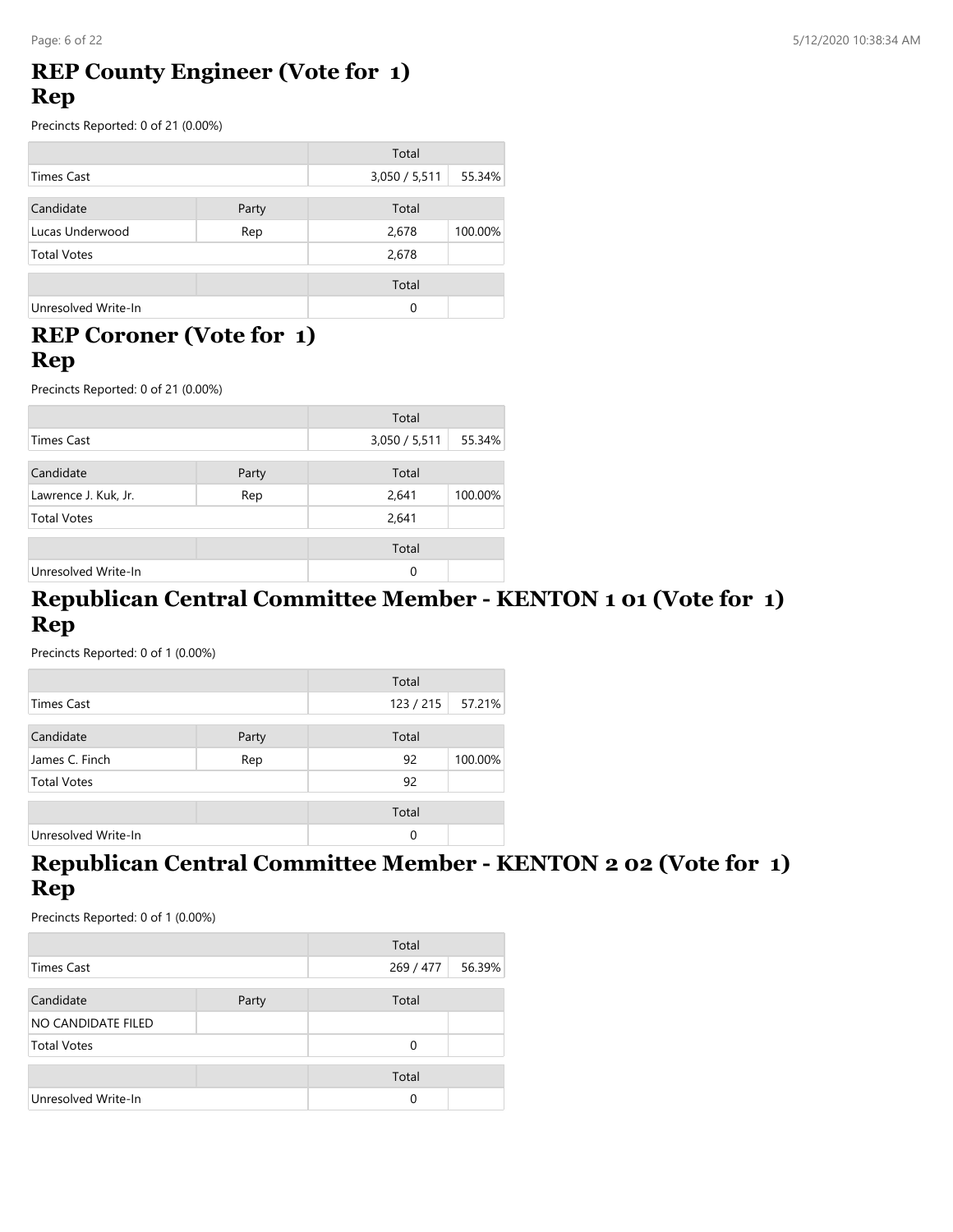## REP County Engineer (Vote for 1) Rep

Precincts Reported: 0 of 21 (0.00%)

| | | Total | |
|---|---|---|---|
| Times Cast | | 3,050 / 5,511 | 55.34% |

| Candidate | Party | Total | |
|---|---|---|---|
| Lucas Underwood | Rep | 2,678 | 100.00% |
| Total Votes | | 2,678 | |

| | | Total | |
|---|---|---|---|
| Unresolved Write-In | | 0 | |

## REP Coroner (Vote for 1) Rep

Precincts Reported: 0 of 21 (0.00%)

| | | Total | |
|---|---|---|---|
| Times Cast | | 3,050 / 5,511 | 55.34% |

| Candidate | Party | Total | |
|---|---|---|---|
| Lawrence J. Kuk, Jr. | Rep | 2,641 | 100.00% |
| Total Votes | | 2,641 | |

| | | Total | |
|---|---|---|---|
| Unresolved Write-In | | 0 | |

## Republican Central Committee Member - KENTON 1 01 (Vote for 1) Rep

Precincts Reported: 0 of 1 (0.00%)

| | | Total | |
|---|---|---|---|
| Times Cast | | 123 / 215 | 57.21% |

| Candidate | Party | Total | |
|---|---|---|---|
| James C. Finch | Rep | 92 | 100.00% |
| Total Votes | | 92 | |

| | | Total | |
|---|---|---|---|
| Unresolved Write-In | | 0 | |

## Republican Central Committee Member - KENTON 2 02 (Vote for 1) Rep

Precincts Reported: 0 of 1 (0.00%)

| | | Total | |
|---|---|---|---|
| Times Cast | | 269 / 477 | 56.39% |

| Candidate | Party | Total | |
|---|---|---|---|
| NO CANDIDATE FILED | | | |
| Total Votes | | 0 | |

| | | Total | |
|---|---|---|---|
| Unresolved Write-In | | 0 | |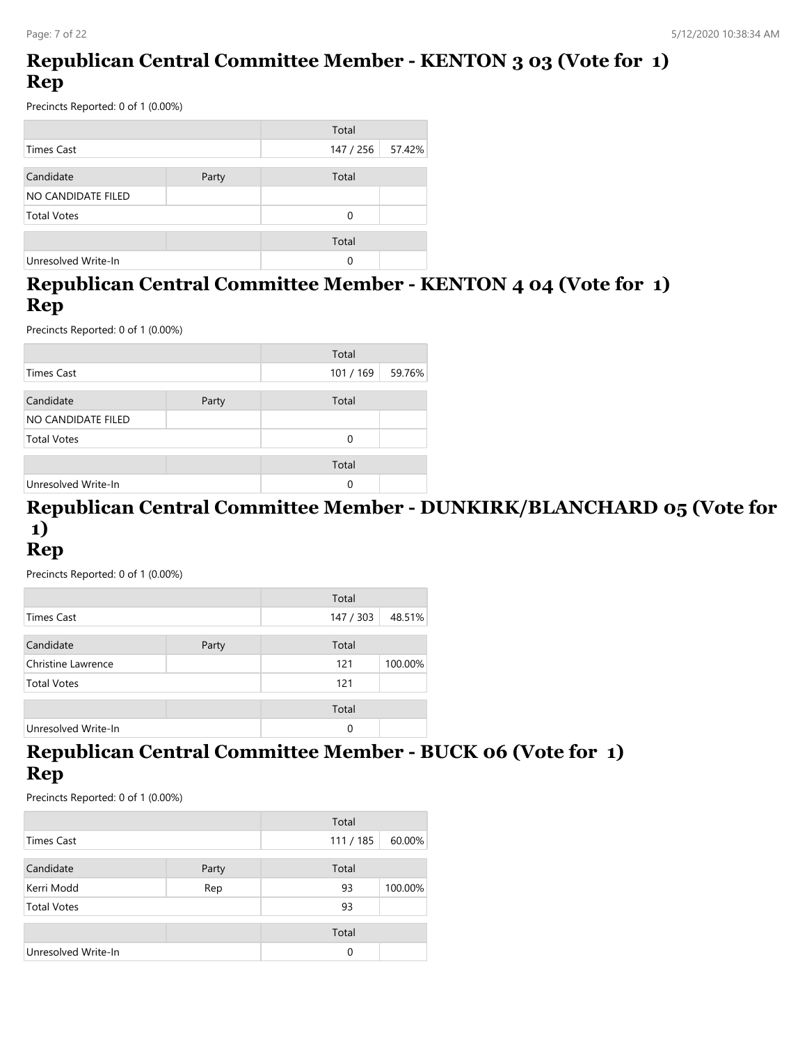## Republican Central Committee Member - KENTON 3 03 (Vote for 1) Rep

Precincts Reported: 0 of 1 (0.00%)

| | | Total | |
|---|---|---|---|
| Times Cast | | 147 / 256 | 57.42% |

| Candidate | Party | Total | |
|---|---|---|---|
| NO CANDIDATE FILED | | | |
| Total Votes | | 0 | |

| | | Total | |
|---|---|---|---|
| Unresolved Write-In | | 0 | |

## Republican Central Committee Member - KENTON 4 04 (Vote for 1) Rep

Precincts Reported: 0 of 1 (0.00%)

| | | Total | |
|---|---|---|---|
| Times Cast | | 101 / 169 | 59.76% |

| Candidate | Party | Total | |
|---|---|---|---|
| NO CANDIDATE FILED | | | |
| Total Votes | | 0 | |

| | | Total | |
|---|---|---|---|
| Unresolved Write-In | | 0 | |

## Republican Central Committee Member - DUNKIRK/BLANCHARD 05 (Vote for 1) Rep

Precincts Reported: 0 of 1 (0.00%)

| | | Total | |
|---|---|---|---|
| Times Cast | | 147 / 303 | 48.51% |

| Candidate | Party | Total | |
|---|---|---|---|
| Christine Lawrence | | 121 | 100.00% |
| Total Votes | | 121 | |

| | | Total | |
|---|---|---|---|
| Unresolved Write-In | | 0 | |

## Republican Central Committee Member - BUCK 06 (Vote for 1) Rep

Precincts Reported: 0 of 1 (0.00%)

| | | Total | |
|---|---|---|---|
| Times Cast | | 111 / 185 | 60.00% |

| Candidate | Party | Total | |
|---|---|---|---|
| Kerri Modd | Rep | 93 | 100.00% |
| Total Votes | | 93 | |

| | | Total | |
|---|---|---|---|
| Unresolved Write-In | | 0 | |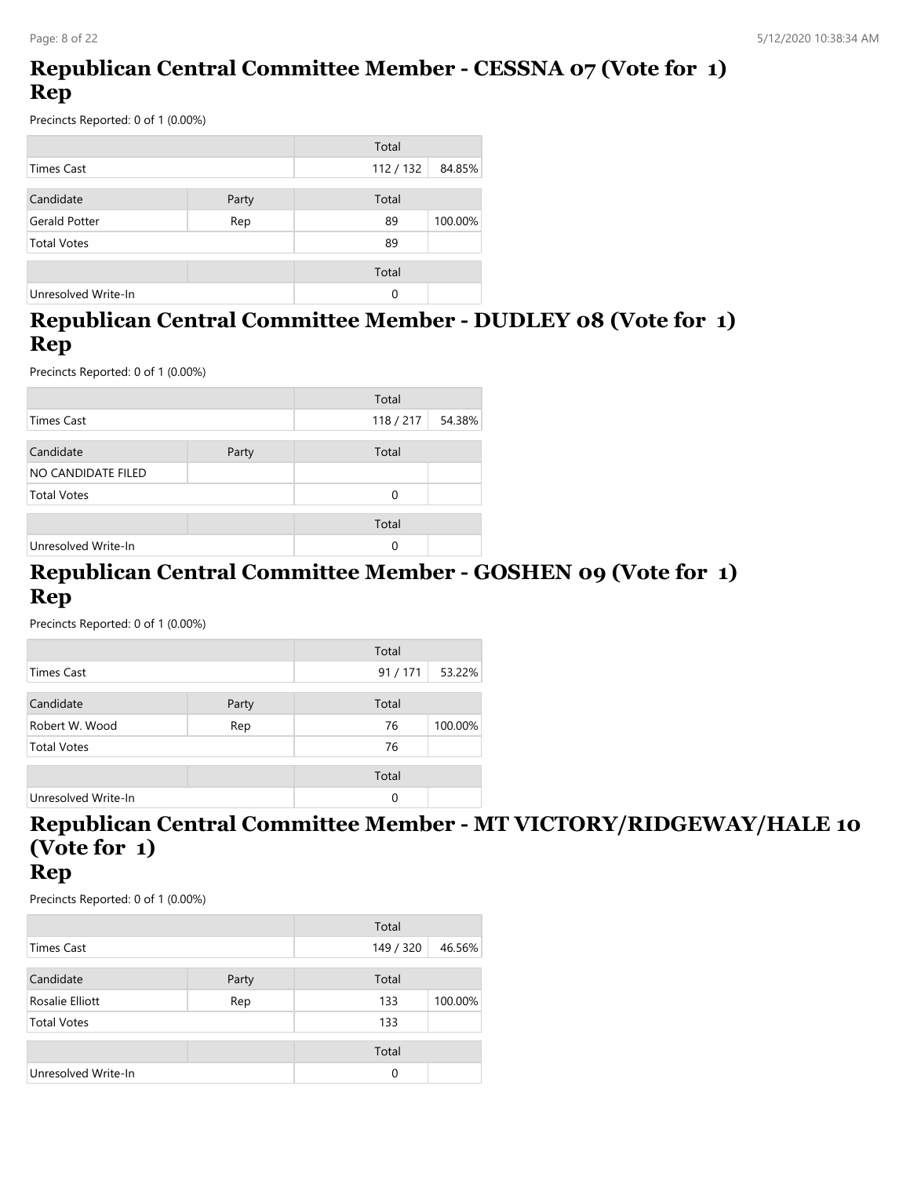## Republican Central Committee Member - CESSNA 07 (Vote for 1) Rep

Precincts Reported: 0 of 1 (0.00%)

| | | Total | |
|---|---|---|---|
| Times Cast | | 112 / 132 | 84.85% |

| Candidate | Party | Total | |
|---|---|---|---|
| Gerald Potter | Rep | 89 | 100.00% |
| Total Votes | | 89 | |

| | | Total | |
|---|---|---|---|
| Unresolved Write-In | | 0 | |

## Republican Central Committee Member - DUDLEY 08 (Vote for 1) Rep

Precincts Reported: 0 of 1 (0.00%)

| | | Total | |
|---|---|---|---|
| Times Cast | | 118 / 217 | 54.38% |

| Candidate | Party | Total | |
|---|---|---|---|
| NO CANDIDATE FILED | | | |
| Total Votes | | 0 | |

| | | Total | |
|---|---|---|---|
| Unresolved Write-In | | 0 | |

## Republican Central Committee Member - GOSHEN 09 (Vote for 1) Rep

Precincts Reported: 0 of 1 (0.00%)

| | | Total | |
|---|---|---|---|
| Times Cast | | 91 / 171 | 53.22% |

| Candidate | Party | Total | |
|---|---|---|---|
| Robert W. Wood | Rep | 76 | 100.00% |
| Total Votes | | 76 | |

| | | Total | |
|---|---|---|---|
| Unresolved Write-In | | 0 | |

## Republican Central Committee Member - MT VICTORY/RIDGEWAY/HALE 10 (Vote for 1) Rep

Precincts Reported: 0 of 1 (0.00%)

| | | Total | |
|---|---|---|---|
| Times Cast | | 149 / 320 | 46.56% |

| Candidate | Party | Total | |
|---|---|---|---|
| Rosalie Elliott | Rep | 133 | 100.00% |
| Total Votes | | 133 | |

| | | Total | |
|---|---|---|---|
| Unresolved Write-In | | 0 | |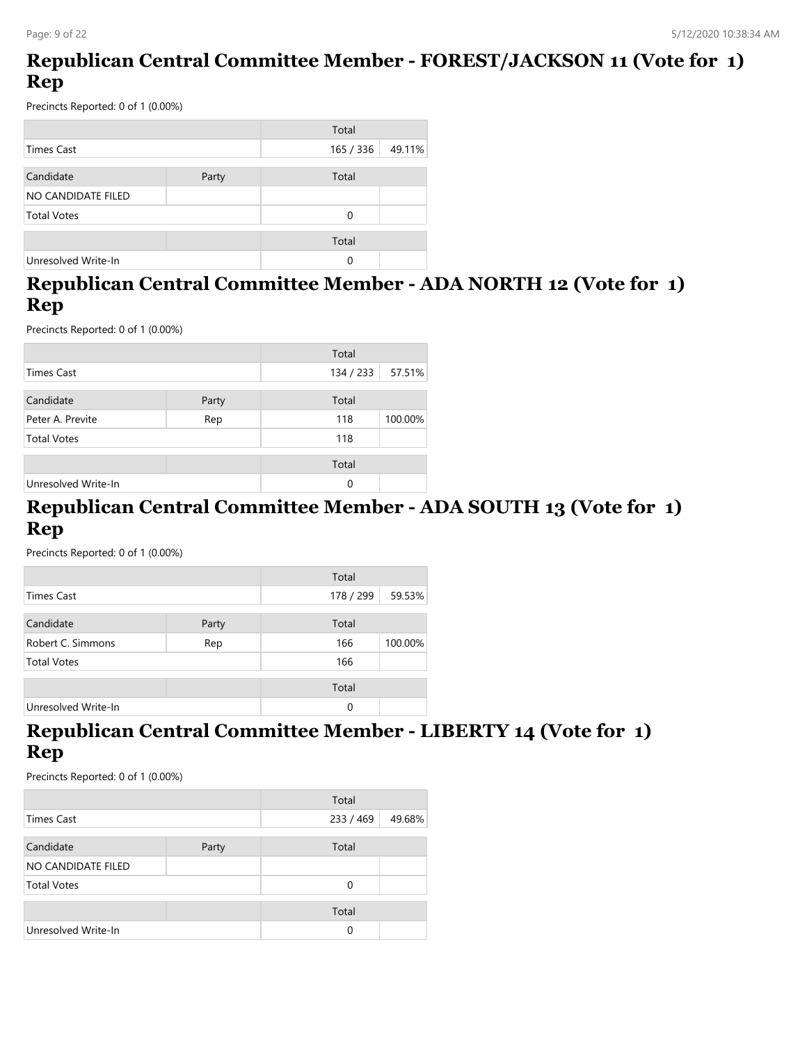## Republican Central Committee Member - FOREST/JACKSON 11 (Vote for 1) Rep

Precincts Reported: 0 of 1 (0.00%)

| | | Total | |
|---|---|---|---|
| Times Cast | | 165 / 336 | 49.11% |

| Candidate | Party | Total | |
|---|---|---|---|
| NO CANDIDATE FILED | | | |
| Total Votes | | 0 | |

| | | Total | |
|---|---|---|---|
| Unresolved Write-In | | 0 | |

## Republican Central Committee Member - ADA NORTH 12 (Vote for 1) Rep

Precincts Reported: 0 of 1 (0.00%)

| | | Total | |
|---|---|---|---|
| Times Cast | | 134 / 233 | 57.51% |

| Candidate | Party | Total | |
|---|---|---|---|
| Peter A. Previte | Rep | 118 | 100.00% |
| Total Votes | | 118 | |

| | | Total | |
|---|---|---|---|
| Unresolved Write-In | | 0 | |

## Republican Central Committee Member - ADA SOUTH 13 (Vote for 1) Rep

Precincts Reported: 0 of 1 (0.00%)

| | | Total | |
|---|---|---|---|
| Times Cast | | 178 / 299 | 59.53% |

| Candidate | Party | Total | |
|---|---|---|---|
| Robert C. Simmons | Rep | 166 | 100.00% |
| Total Votes | | 166 | |

| | | Total | |
|---|---|---|---|
| Unresolved Write-In | | 0 | |

## Republican Central Committee Member - LIBERTY 14 (Vote for 1) Rep

Precincts Reported: 0 of 1 (0.00%)

| | | Total | |
|---|---|---|---|
| Times Cast | | 233 / 469 | 49.68% |

| Candidate | Party | Total | |
|---|---|---|---|
| NO CANDIDATE FILED | | | |
| Total Votes | | 0 | |

| | | Total | |
|---|---|---|---|
| Unresolved Write-In | | 0 | |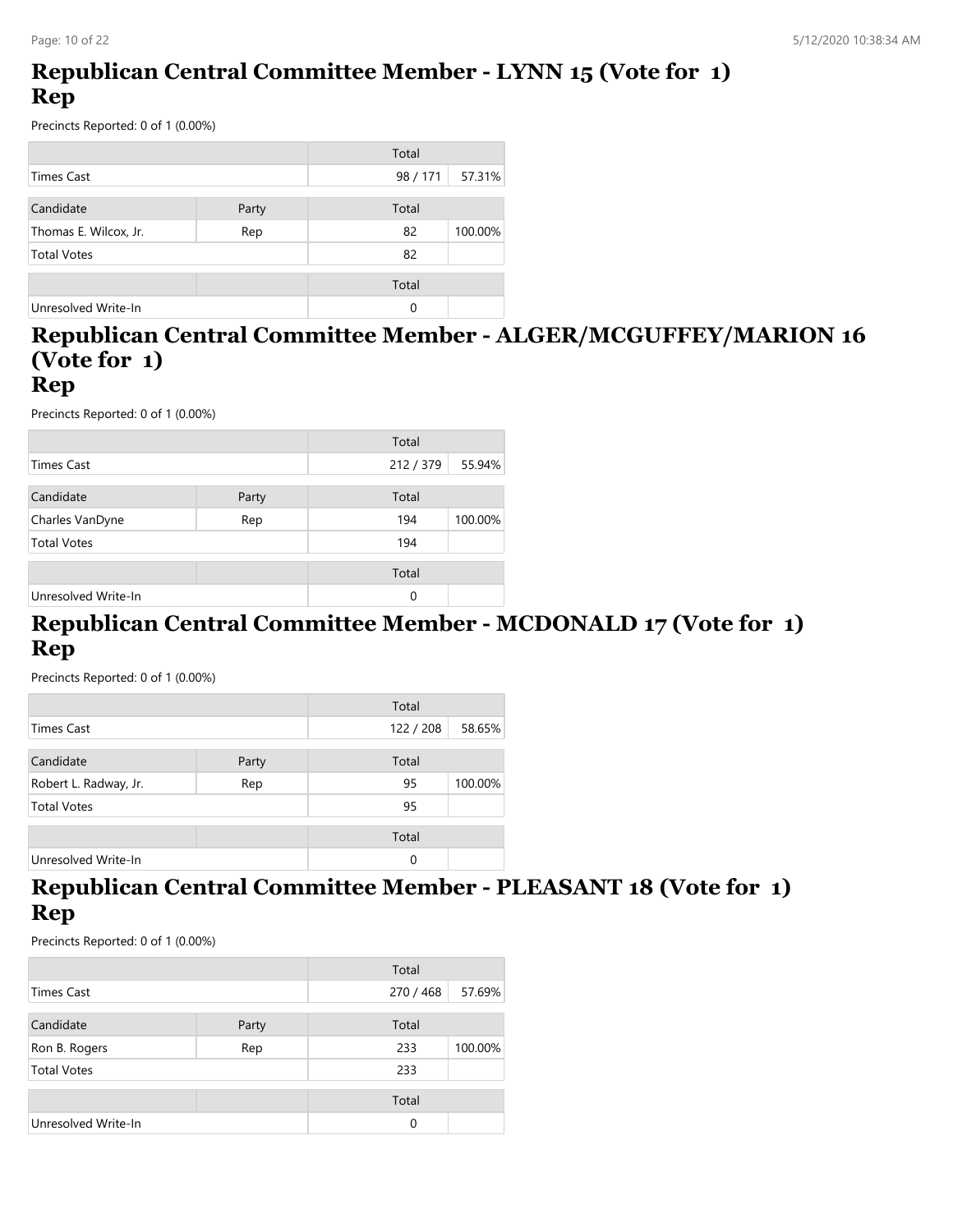## Republican Central Committee Member - LYNN 15 (Vote for 1)
## Rep

Precincts Reported: 0 of 1 (0.00%)

| | | Total | |
|---|---|---|---|
| Times Cast | | 98 / 171 | 57.31% |

| Candidate | Party | Total | |
|---|---|---|---|
| Thomas E. Wilcox, Jr. | Rep | 82 | 100.00% |
| Total Votes | | 82 | |

| | | Total | |
|---|---|---|---|
| Unresolved Write-In | | 0 | |

## Republican Central Committee Member - ALGER/MCGUFFEY/MARION 16 (Vote for 1)
## Rep

Precincts Reported: 0 of 1 (0.00%)

| | | Total | |
|---|---|---|---|
| Times Cast | | 212 / 379 | 55.94% |

| Candidate | Party | Total | |
|---|---|---|---|
| Charles VanDyne | Rep | 194 | 100.00% |
| Total Votes | | 194 | |

| | | Total | |
|---|---|---|---|
| Unresolved Write-In | | 0 | |

## Republican Central Committee Member - MCDONALD 17 (Vote for 1)
## Rep

Precincts Reported: 0 of 1 (0.00%)

| | | Total | |
|---|---|---|---|
| Times Cast | | 122 / 208 | 58.65% |

| Candidate | Party | Total | |
|---|---|---|---|
| Robert L. Radway, Jr. | Rep | 95 | 100.00% |
| Total Votes | | 95 | |

| | | Total | |
|---|---|---|---|
| Unresolved Write-In | | 0 | |

## Republican Central Committee Member - PLEASANT 18 (Vote for 1)
## Rep

Precincts Reported: 0 of 1 (0.00%)

| | | Total | |
|---|---|---|---|
| Times Cast | | 270 / 468 | 57.69% |

| Candidate | Party | Total | |
|---|---|---|---|
| Ron B. Rogers | Rep | 233 | 100.00% |
| Total Votes | | 233 | |

| | | Total | |
|---|---|---|---|
| Unresolved Write-In | | 0 | |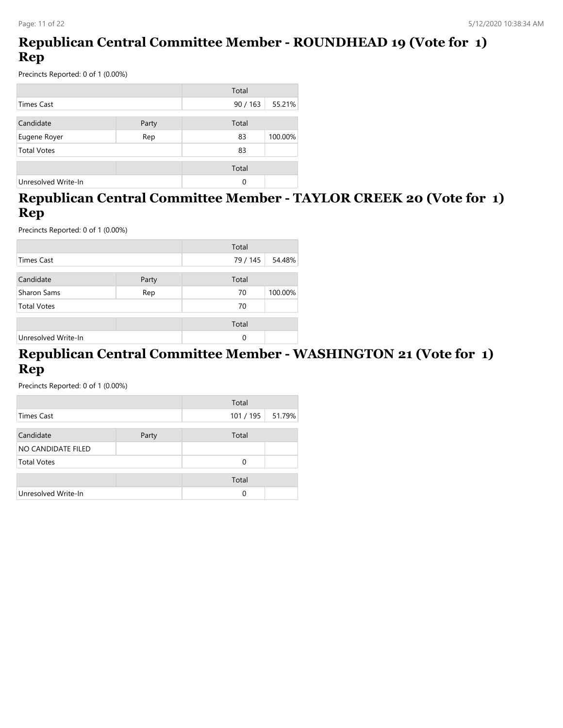## Republican Central Committee Member - ROUNDHEAD 19 (Vote for 1) Rep

Precincts Reported: 0 of 1 (0.00%)

| | | Total | |
|---|---|---|---|
| Times Cast | | 90 / 163 | 55.21% |

| Candidate | Party | Total | |
|---|---|---|---|
| Eugene Royer | Rep | 83 | 100.00% |
| Total Votes | | 83 | |

| | | Total | |
|---|---|---|---|
| Unresolved Write-In | | 0 | |

## Republican Central Committee Member - TAYLOR CREEK 20 (Vote for 1) Rep

Precincts Reported: 0 of 1 (0.00%)

| | | Total | |
|---|---|---|---|
| Times Cast | | 79 / 145 | 54.48% |

| Candidate | Party | Total | |
|---|---|---|---|
| Sharon Sams | Rep | 70 | 100.00% |
| Total Votes | | 70 | |

| | | Total | |
|---|---|---|---|
| Unresolved Write-In | | 0 | |

## Republican Central Committee Member - WASHINGTON 21 (Vote for 1) Rep

Precincts Reported: 0 of 1 (0.00%)

| | | Total | |
|---|---|---|---|
| Times Cast | | 101 / 195 | 51.79% |

| Candidate | Party | Total | |
|---|---|---|---|
| NO CANDIDATE FILED | | | |
| Total Votes | | 0 | |

| | | Total | |
|---|---|---|---|
| Unresolved Write-In | | 0 | |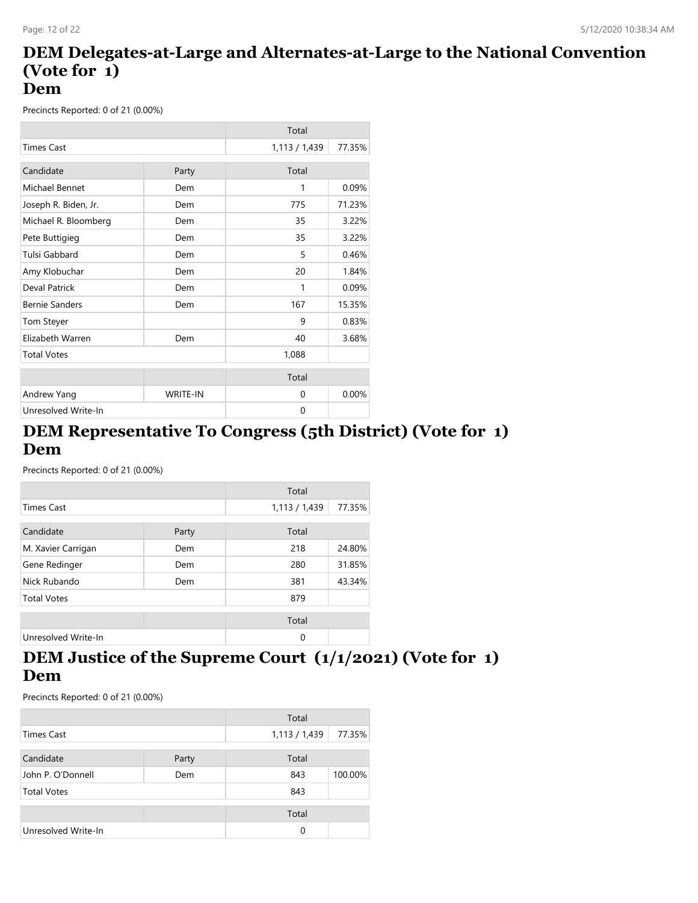# DEM Delegates-at-Large and Alternates-at-Large to the National Convention (Vote for 1)
## Dem

Precincts Reported: 0 of 21 (0.00%)

| | | Total | |
|---|---|---|---|
| Times Cast | | 1,113 / 1,439 | 77.35% |

| Candidate | Party | Total | |
|---|---|---|---|
| Michael Bennet | Dem | 1 | 0.09% |
| Joseph R. Biden, Jr. | Dem | 775 | 71.23% |
| Michael R. Bloomberg | Dem | 35 | 3.22% |
| Pete Buttigieg | Dem | 35 | 3.22% |
| Tulsi Gabbard | Dem | 5 | 0.46% |
| Amy Klobuchar | Dem | 20 | 1.84% |
| Deval Patrick | Dem | 1 | 0.09% |
| Bernie Sanders | Dem | 167 | 15.35% |
| Tom Steyer | | 9 | 0.83% |
| Elizabeth Warren | Dem | 40 | 3.68% |
| Total Votes | | 1,088 | |

| | | Total | |
|---|---|---|---|
| Andrew Yang | WRITE-IN | 0 | 0.00% |
| Unresolved Write-In | | 0 | |

# DEM Representative To Congress (5th District) (Vote for 1)
## Dem

Precincts Reported: 0 of 21 (0.00%)

| | | Total | |
|---|---|---|---|
| Times Cast | | 1,113 / 1,439 | 77.35% |

| Candidate | Party | Total | |
|---|---|---|---|
| M. Xavier Carrigan | Dem | 218 | 24.80% |
| Gene Redinger | Dem | 280 | 31.85% |
| Nick Rubando | Dem | 381 | 43.34% |
| Total Votes | | 879 | |

| | | Total | |
|---|---|---|---|
| Unresolved Write-In | | 0 | |

# DEM Justice of the Supreme Court (1/1/2021) (Vote for 1)
## Dem

Precincts Reported: 0 of 21 (0.00%)

| | | Total | |
|---|---|---|---|
| Times Cast | | 1,113 / 1,439 | 77.35% |

| Candidate | Party | Total | |
|---|---|---|---|
| John P. O'Donnell | Dem | 843 | 100.00% |
| Total Votes | | 843 | |

| | | Total | |
|---|---|---|---|
| Unresolved Write-In | | 0 | |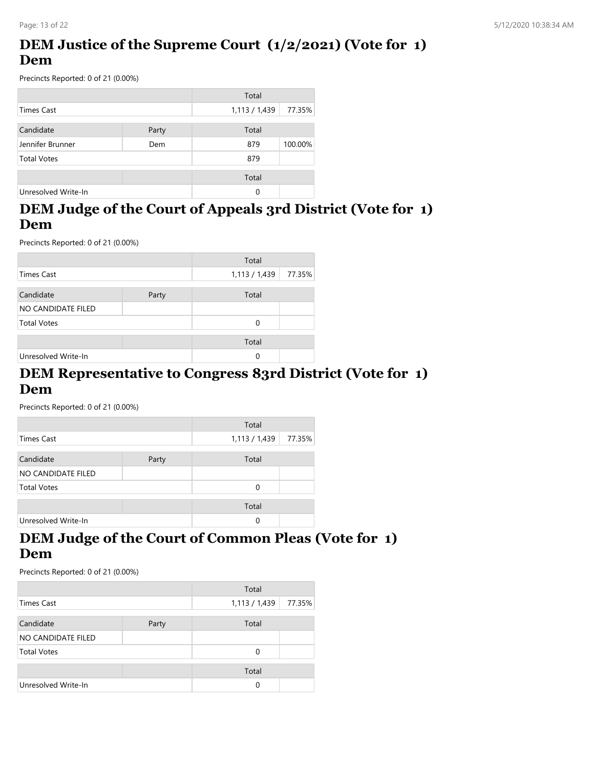## DEM Justice of the Supreme Court (1/2/2021) (Vote for 1) Dem

Precincts Reported: 0 of 21 (0.00%)

| | | Total | |
|---|---|---|---|
| Times Cast | | 1,113 / 1,439 | 77.35% |

| Candidate | Party | Total | |
|---|---|---|---|
| Jennifer Brunner | Dem | 879 | 100.00% |
| Total Votes | | 879 | |

| | | Total | |
|---|---|---|---|
| Unresolved Write-In | | 0 | |

## DEM Judge of the Court of Appeals 3rd District (Vote for 1) Dem

Precincts Reported: 0 of 21 (0.00%)

| | | Total | |
|---|---|---|---|
| Times Cast | | 1,113 / 1,439 | 77.35% |

| Candidate | Party | Total | |
|---|---|---|---|
| NO CANDIDATE FILED | | | |
| Total Votes | | 0 | |

| | | Total | |
|---|---|---|---|
| Unresolved Write-In | | 0 | |

## DEM Representative to Congress 83rd District (Vote for 1) Dem

Precincts Reported: 0 of 21 (0.00%)

| | | Total | |
|---|---|---|---|
| Times Cast | | 1,113 / 1,439 | 77.35% |

| Candidate | Party | Total | |
|---|---|---|---|
| NO CANDIDATE FILED | | | |
| Total Votes | | 0 | |

| | | Total | |
|---|---|---|---|
| Unresolved Write-In | | 0 | |

## DEM Judge of the Court of Common Pleas (Vote for 1) Dem

Precincts Reported: 0 of 21 (0.00%)

| | | Total | |
|---|---|---|---|
| Times Cast | | 1,113 / 1,439 | 77.35% |

| Candidate | Party | Total | |
|---|---|---|---|
| NO CANDIDATE FILED | | | |
| Total Votes | | 0 | |

| | | Total | |
|---|---|---|---|
| Unresolved Write-In | | 0 | |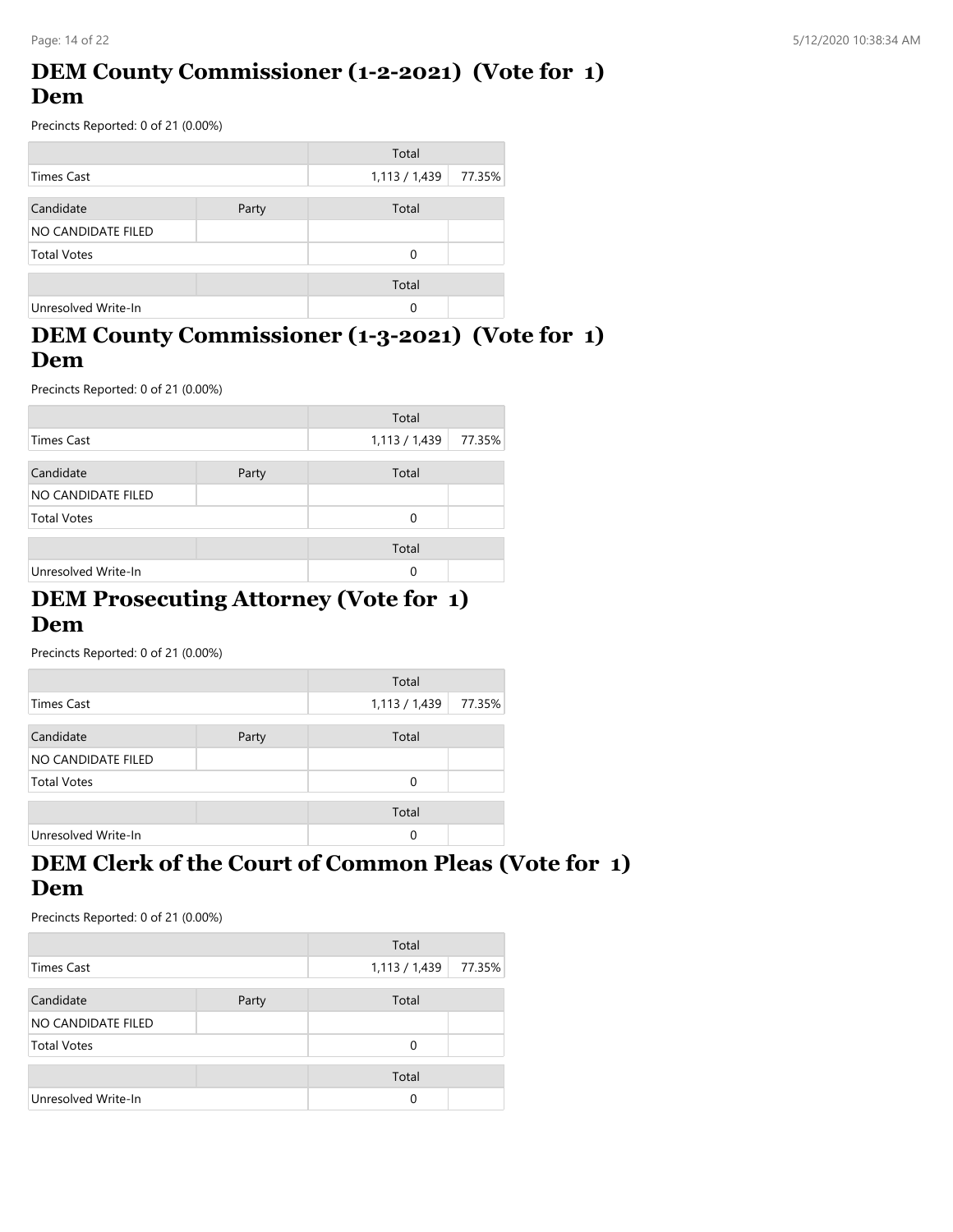# DEM County Commissioner (1-2-2021) (Vote for 1) Dem

Precincts Reported: 0 of 21 (0.00%)

| | Total | |
|---|---|---|
| Times Cast | 1,113 / 1,439 | 77.35% |

| Candidate | Party | Total | |
|---|---|---|---|
| NO CANDIDATE FILED | | | |
| Total Votes | | 0 | |

| | | Total | |
|---|---|---|---|
| Unresolved Write-In | | 0 | |

# DEM County Commissioner (1-3-2021) (Vote for 1) Dem

Precincts Reported: 0 of 21 (0.00%)

| | Total | |
|---|---|---|
| Times Cast | 1,113 / 1,439 | 77.35% |

| Candidate | Party | Total | |
|---|---|---|---|
| NO CANDIDATE FILED | | | |
| Total Votes | | 0 | |

| | | Total | |
|---|---|---|---|
| Unresolved Write-In | | 0 | |

# DEM Prosecuting Attorney (Vote for 1) Dem

Precincts Reported: 0 of 21 (0.00%)

| | Total | |
|---|---|---|
| Times Cast | 1,113 / 1,439 | 77.35% |

| Candidate | Party | Total | |
|---|---|---|---|
| NO CANDIDATE FILED | | | |
| Total Votes | | 0 | |

| | | Total | |
|---|---|---|---|
| Unresolved Write-In | | 0 | |

# DEM Clerk of the Court of Common Pleas (Vote for 1) Dem

Precincts Reported: 0 of 21 (0.00%)

| | Total | |
|---|---|---|
| Times Cast | 1,113 / 1,439 | 77.35% |

| Candidate | Party | Total | |
|---|---|---|---|
| NO CANDIDATE FILED | | | |
| Total Votes | | 0 | |

| | | Total | |
|---|---|---|---|
| Unresolved Write-In | | 0 | |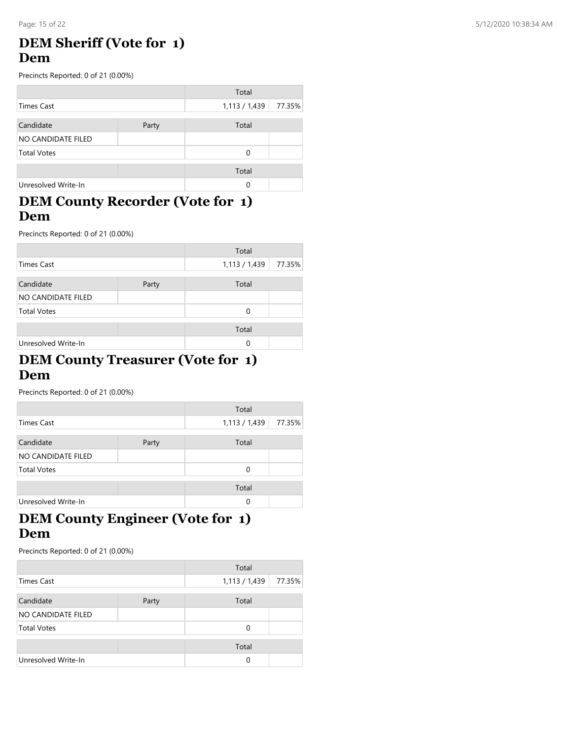## DEM Sheriff (Vote for 1)
## Dem

Precincts Reported: 0 of 21 (0.00%)

| | Total | |
|---|---|---|
| Times Cast | 1,113 / 1,439 | 77.35% |

| Candidate | Party | Total | |
|---|---|---|---|
| NO CANDIDATE FILED | | | |
| Total Votes | | 0 | |

| | | Total | |
|---|---|---|---|
| Unresolved Write-In | | 0 | |

## DEM County Recorder (Vote for 1)
## Dem

Precincts Reported: 0 of 21 (0.00%)

| | Total | |
|---|---|---|
| Times Cast | 1,113 / 1,439 | 77.35% |

| Candidate | Party | Total | |
|---|---|---|---|
| NO CANDIDATE FILED | | | |
| Total Votes | | 0 | |

| | | Total | |
|---|---|---|---|
| Unresolved Write-In | | 0 | |

## DEM County Treasurer (Vote for 1)
## Dem

Precincts Reported: 0 of 21 (0.00%)

| | Total | |
|---|---|---|
| Times Cast | 1,113 / 1,439 | 77.35% |

| Candidate | Party | Total | |
|---|---|---|---|
| NO CANDIDATE FILED | | | |
| Total Votes | | 0 | |

| | | Total | |
|---|---|---|---|
| Unresolved Write-In | | 0 | |

## DEM County Engineer (Vote for 1)
## Dem

Precincts Reported: 0 of 21 (0.00%)

| | Total | |
|---|---|---|
| Times Cast | 1,113 / 1,439 | 77.35% |

| Candidate | Party | Total | |
|---|---|---|---|
| NO CANDIDATE FILED | | | |
| Total Votes | | 0 | |

| | | Total | |
|---|---|---|---|
| Unresolved Write-In | | 0 | |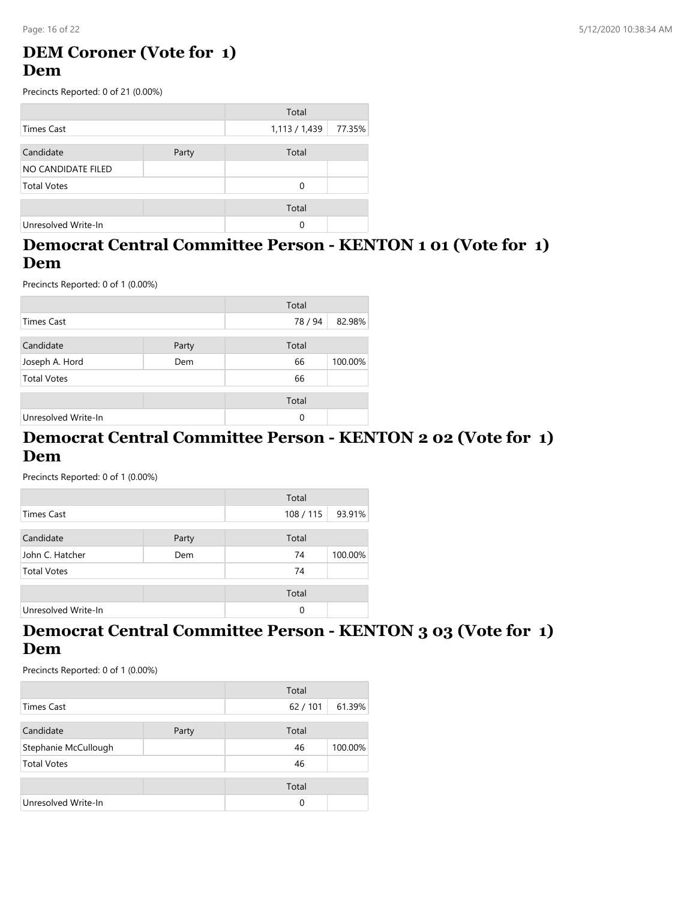## DEM Coroner (Vote for 1)
## Dem

Precincts Reported: 0 of 21 (0.00%)

| | | Total | |
|---|---|---|---|
| Times Cast | | 1,113 / 1,439 | 77.35% |

| Candidate | Party | Total | |
|---|---|---|---|
| NO CANDIDATE FILED | | | |
| Total Votes | | 0 | |

| | | Total | |
|---|---|---|---|
| Unresolved Write-In | | 0 | |

## Democrat Central Committee Person - KENTON 1 01 (Vote for 1)
## Dem

Precincts Reported: 0 of 1 (0.00%)

| | | Total | |
|---|---|---|---|
| Times Cast | | 78 / 94 | 82.98% |

| Candidate | Party | Total | |
|---|---|---|---|
| Joseph A. Hord | Dem | 66 | 100.00% |
| Total Votes | | 66 | |

| | | Total | |
|---|---|---|---|
| Unresolved Write-In | | 0 | |

## Democrat Central Committee Person - KENTON 2 02 (Vote for 1)
## Dem

Precincts Reported: 0 of 1 (0.00%)

| | | Total | |
|---|---|---|---|
| Times Cast | | 108 / 115 | 93.91% |

| Candidate | Party | Total | |
|---|---|---|---|
| John C. Hatcher | Dem | 74 | 100.00% |
| Total Votes | | 74 | |

| | | Total | |
|---|---|---|---|
| Unresolved Write-In | | 0 | |

## Democrat Central Committee Person - KENTON 3 03 (Vote for 1)
## Dem

Precincts Reported: 0 of 1 (0.00%)

| | | Total | |
|---|---|---|---|
| Times Cast | | 62 / 101 | 61.39% |

| Candidate | Party | Total | |
|---|---|---|---|
| Stephanie McCullough | | 46 | 100.00% |
| Total Votes | | 46 | |

| | | Total | |
|---|---|---|---|
| Unresolved Write-In | | 0 | |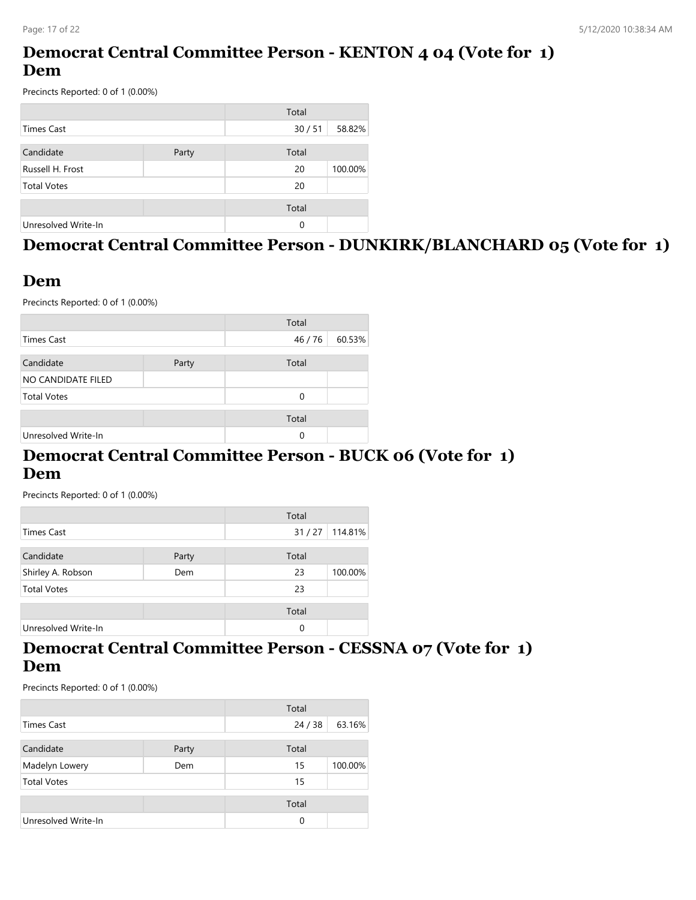## Democrat Central Committee Person - KENTON 4 04 (Vote for 1) Dem

Precincts Reported: 0 of 1 (0.00%)

| | | Total | |
|---|---|---|---|
| Times Cast | | 30 / 51 | 58.82% |

| Candidate | Party | Total | |
|---|---|---|---|
| Russell H. Frost | | 20 | 100.00% |
| Total Votes | | 20 | |

| | | Total | |
|---|---|---|---|
| Unresolved Write-In | | 0 | |

## Democrat Central Committee Person - DUNKIRK/BLANCHARD 05 (Vote for 1) Dem

Precincts Reported: 0 of 1 (0.00%)

| | | Total | |
|---|---|---|---|
| Times Cast | | 46 / 76 | 60.53% |

| Candidate | Party | Total | |
|---|---|---|---|
| NO CANDIDATE FILED | | | |
| Total Votes | | 0 | |

| | | Total | |
|---|---|---|---|
| Unresolved Write-In | | 0 | |

## Democrat Central Committee Person - BUCK 06 (Vote for 1) Dem

Precincts Reported: 0 of 1 (0.00%)

| | | Total | |
|---|---|---|---|
| Times Cast | | 31 / 27 | 114.81% |

| Candidate | Party | Total | |
|---|---|---|---|
| Shirley A. Robson | Dem | 23 | 100.00% |
| Total Votes | | 23 | |

| | | Total | |
|---|---|---|---|
| Unresolved Write-In | | 0 | |

## Democrat Central Committee Person - CESSNA 07 (Vote for 1) Dem

Precincts Reported: 0 of 1 (0.00%)

| | | Total | |
|---|---|---|---|
| Times Cast | | 24 / 38 | 63.16% |

| Candidate | Party | Total | |
|---|---|---|---|
| Madelyn Lowery | Dem | 15 | 100.00% |
| Total Votes | | 15 | |

| | | Total | |
|---|---|---|---|
| Unresolved Write-In | | 0 | |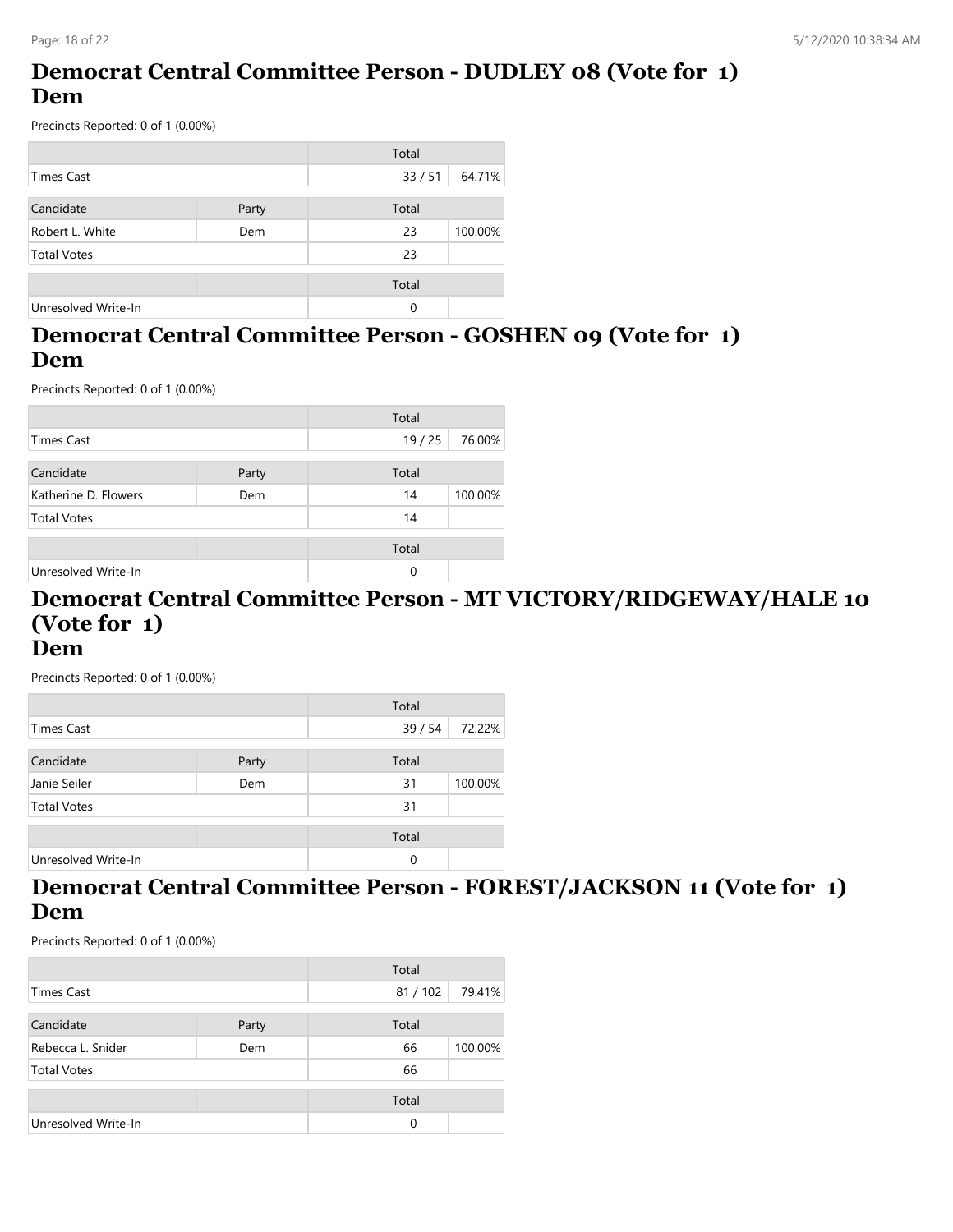## Democrat Central Committee Person - DUDLEY 08 (Vote for 1) Dem

Precincts Reported: 0 of 1 (0.00%)

| | | Total | |
|---|---|---|---|
| Times Cast | | 33 / 51 | 64.71% |

| Candidate | Party | Total | |
|---|---|---|---|
| Robert L. White | Dem | 23 | 100.00% |
| Total Votes | | 23 | |

| | | Total | |
|---|---|---|---|
| Unresolved Write-In | | 0 | |

## Democrat Central Committee Person - GOSHEN 09 (Vote for 1) Dem

Precincts Reported: 0 of 1 (0.00%)

| | | Total | |
|---|---|---|---|
| Times Cast | | 19 / 25 | 76.00% |

| Candidate | Party | Total | |
|---|---|---|---|
| Katherine D. Flowers | Dem | 14 | 100.00% |
| Total Votes | | 14 | |

| | | Total | |
|---|---|---|---|
| Unresolved Write-In | | 0 | |

## Democrat Central Committee Person - MT VICTORY/RIDGEWAY/HALE 10 (Vote for 1) Dem

Precincts Reported: 0 of 1 (0.00%)

| | | Total | |
|---|---|---|---|
| Times Cast | | 39 / 54 | 72.22% |

| Candidate | Party | Total | |
|---|---|---|---|
| Janie Seiler | Dem | 31 | 100.00% |
| Total Votes | | 31 | |

| | | Total | |
|---|---|---|---|
| Unresolved Write-In | | 0 | |

## Democrat Central Committee Person - FOREST/JACKSON 11 (Vote for 1) Dem

Precincts Reported: 0 of 1 (0.00%)

| | | Total | |
|---|---|---|---|
| Times Cast | | 81 / 102 | 79.41% |

| Candidate | Party | Total | |
|---|---|---|---|
| Rebecca L. Snider | Dem | 66 | 100.00% |
| Total Votes | | 66 | |

| | | Total | |
|---|---|---|---|
| Unresolved Write-In | | 0 | |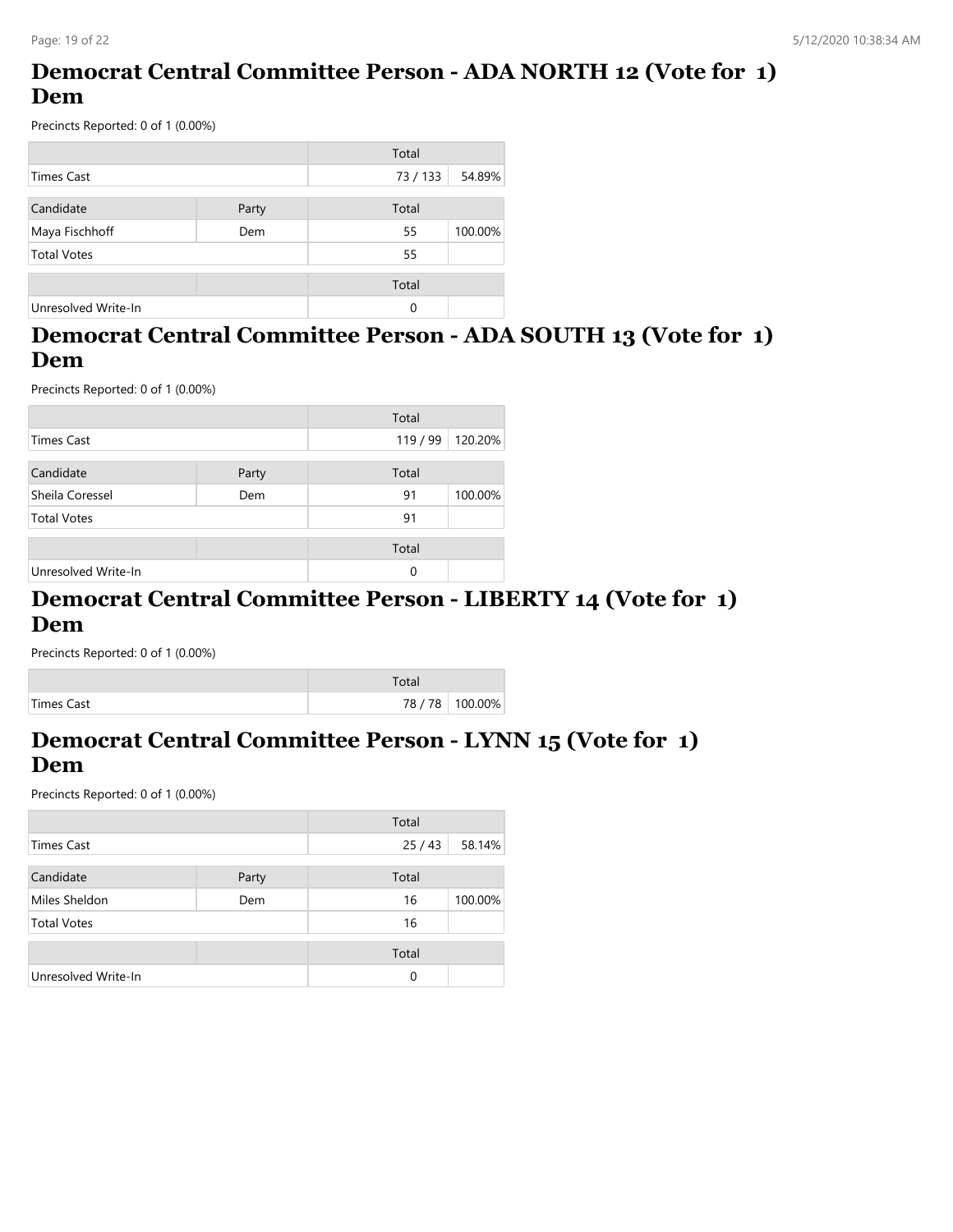## Democrat Central Committee Person - ADA NORTH 12 (Vote for 1) Dem

Precincts Reported: 0 of 1 (0.00%)

| | | Total | |
|---|---|---|---|
| Times Cast | | 73 / 133 | 54.89% |

| Candidate | Party | Total | |
|---|---|---|---|
| Maya Fischhoff | Dem | 55 | 100.00% |
| Total Votes | | 55 | |

| | | Total | |
|---|---|---|---|
| Unresolved Write-In | | 0 | |

## Democrat Central Committee Person - ADA SOUTH 13 (Vote for 1) Dem

Precincts Reported: 0 of 1 (0.00%)

| | | Total | |
|---|---|---|---|
| Times Cast | | 119 / 99 | 120.20% |

| Candidate | Party | Total | |
|---|---|---|---|
| Sheila Coressel | Dem | 91 | 100.00% |
| Total Votes | | 91 | |

| | | Total | |
|---|---|---|---|
| Unresolved Write-In | | 0 | |

## Democrat Central Committee Person - LIBERTY 14 (Vote for 1) Dem

Precincts Reported: 0 of 1 (0.00%)

| | | Total | |
|---|---|---|---|
| Times Cast | | 78 / 78 | 100.00% |

## Democrat Central Committee Person - LYNN 15 (Vote for 1) Dem

Precincts Reported: 0 of 1 (0.00%)

| | | Total | |
|---|---|---|---|
| Times Cast | | 25 / 43 | 58.14% |

| Candidate | Party | Total | |
|---|---|---|---|
| Miles Sheldon | Dem | 16 | 100.00% |
| Total Votes | | 16 | |

| | | Total | |
|---|---|---|---|
| Unresolved Write-In | | 0 | |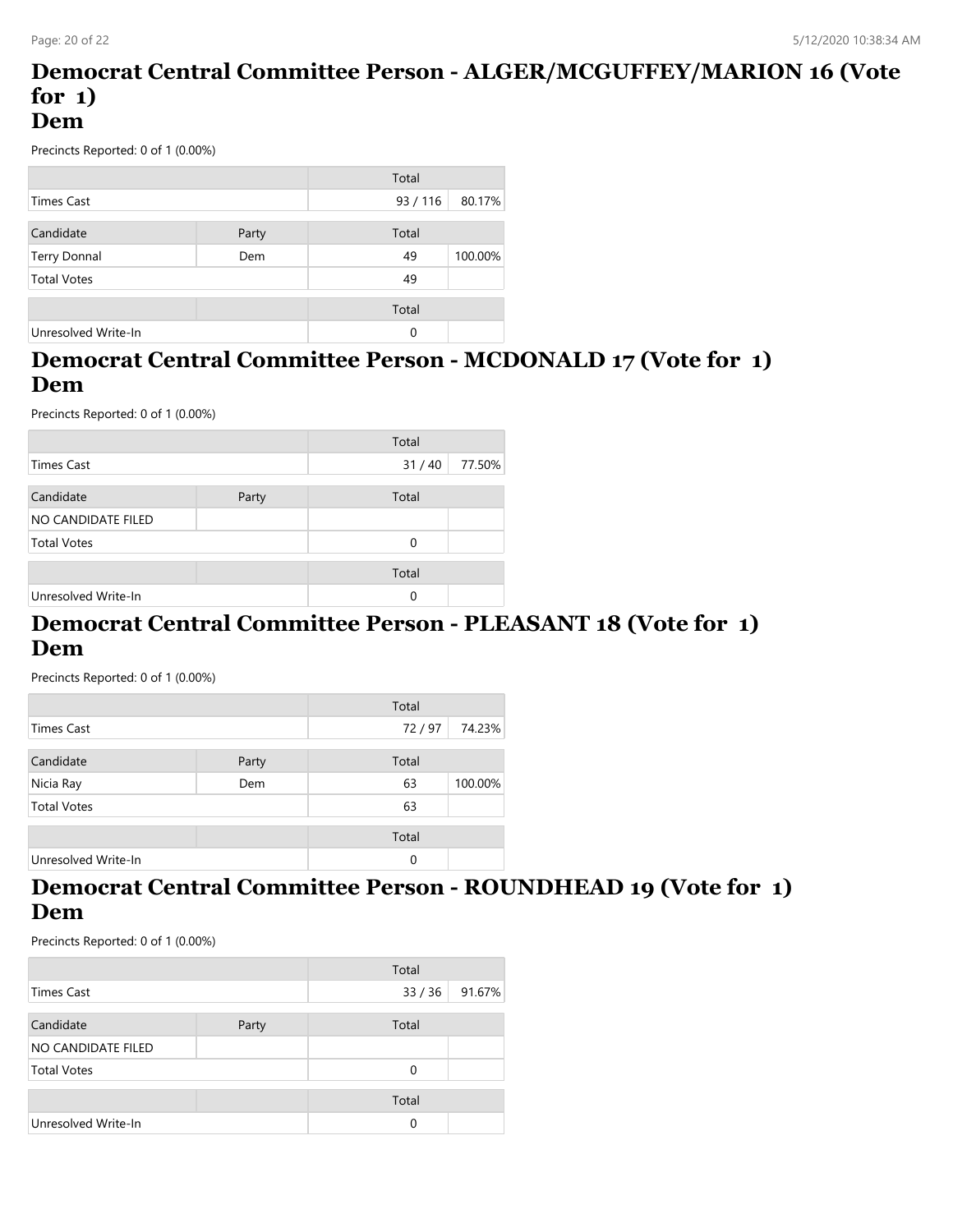## Democrat Central Committee Person - ALGER/MCGUFFEY/MARION 16 (Vote for 1)
## Dem

Precincts Reported: 0 of 1 (0.00%)

| | | Total | |
|---|---|---|---|
| Times Cast | | 93 / 116 | 80.17% |

| Candidate | Party | Total | |
|---|---|---|---|
| Terry Donnal | Dem | 49 | 100.00% |
| Total Votes | | 49 | |

| | | Total | |
|---|---|---|---|
| Unresolved Write-In | | 0 | |

## Democrat Central Committee Person - MCDONALD 17 (Vote for 1)
## Dem

Precincts Reported: 0 of 1 (0.00%)

| | | Total | |
|---|---|---|---|
| Times Cast | | 31 / 40 | 77.50% |

| Candidate | Party | Total | |
|---|---|---|---|
| NO CANDIDATE FILED | | | |
| Total Votes | | 0 | |

| | | Total | |
|---|---|---|---|
| Unresolved Write-In | | 0 | |

## Democrat Central Committee Person - PLEASANT 18 (Vote for 1)
## Dem

Precincts Reported: 0 of 1 (0.00%)

| | | Total | |
|---|---|---|---|
| Times Cast | | 72 / 97 | 74.23% |

| Candidate | Party | Total | |
|---|---|---|---|
| Nicia Ray | Dem | 63 | 100.00% |
| Total Votes | | 63 | |

| | | Total | |
|---|---|---|---|
| Unresolved Write-In | | 0 | |

## Democrat Central Committee Person - ROUNDHEAD 19 (Vote for 1)
## Dem

Precincts Reported: 0 of 1 (0.00%)

| | | Total | |
|---|---|---|---|
| Times Cast | | 33 / 36 | 91.67% |

| Candidate | Party | Total | |
|---|---|---|---|
| NO CANDIDATE FILED | | | |
| Total Votes | | 0 | |

| | | Total | |
|---|---|---|---|
| Unresolved Write-In | | 0 | |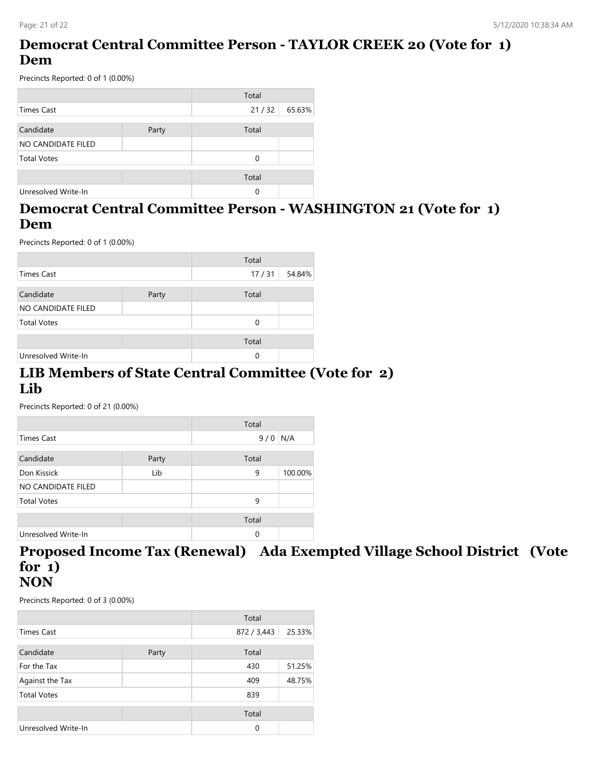## Democrat Central Committee Person - TAYLOR CREEK 20 (Vote for 1) Dem

Precincts Reported: 0 of 1 (0.00%)

| | | Total | |
|---|---|---|---|
| Times Cast | | 21 / 32 | 65.63% |

| Candidate | Party | Total | |
|---|---|---|---|
| NO CANDIDATE FILED | | | |
| Total Votes | | 0 | |

| | | Total | |
|---|---|---|---|
| Unresolved Write-In | | 0 | |

## Democrat Central Committee Person - WASHINGTON 21 (Vote for 1) Dem

Precincts Reported: 0 of 1 (0.00%)

| | | Total | |
|---|---|---|---|
| Times Cast | | 17 / 31 | 54.84% |

| Candidate | Party | Total | |
|---|---|---|---|
| NO CANDIDATE FILED | | | |
| Total Votes | | 0 | |

| | | Total | |
|---|---|---|---|
| Unresolved Write-In | | 0 | |

## LIB Members of State Central Committee (Vote for 2) Lib

Precincts Reported: 0 of 21 (0.00%)

| | | Total | |
|---|---|---|---|
| Times Cast | | 9 / 0 | N/A |

| Candidate | Party | Total | |
|---|---|---|---|
| Don Kissick | Lib | 9 | 100.00% |
| NO CANDIDATE FILED | | | |
| Total Votes | | 9 | |

| | | Total | |
|---|---|---|---|
| Unresolved Write-In | | 0 | |

## Proposed Income Tax (Renewal) Ada Exempted Village School District (Vote for 1) NON

Precincts Reported: 0 of 3 (0.00%)

| | | Total | |
|---|---|---|---|
| Times Cast | | 872 / 3,443 | 25.33% |

| Candidate | Party | Total | |
|---|---|---|---|
| For the Tax | | 430 | 51.25% |
| Against the Tax | | 409 | 48.75% |
| Total Votes | | 839 | |

| | | Total | |
|---|---|---|---|
| Unresolved Write-In | | 0 | |